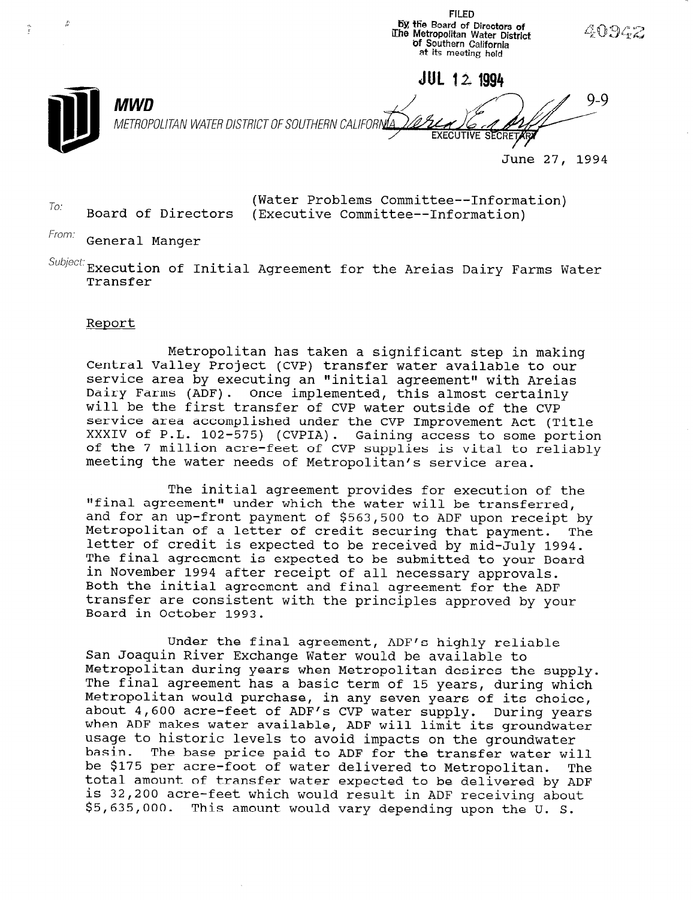FILED
By the Board of Directors of
The Metropolitan Water District
of Southern California
at its meeting held

JUL 12 1994

40942

9-9

**MWD**
METROPOLITAN WATER DISTRICT OF SOUTHERN CALIFORNIA

EXECUTIVE SECRETARY

June 27, 1994

To: Board of Directors (Water Problems Committee--Information) (Executive Committee--Information)

From: General Manger

Subject: Execution of Initial Agreement for the Areias Dairy Farms Water Transfer

Report

Metropolitan has taken a significant step in making Central Valley Project (CVP) transfer water available to our service area by executing an "initial agreement" with Areias Dairy Farms (ADF). Once implemented, this almost certainly will be the first transfer of CVP water outside of the CVP service area accomplished under the CVP Improvement Act (Title XXXIV of P.L. 102-575) (CVPIA). Gaining access to some portion of the 7 million acre-feet of CVP supplies is vital to reliably meeting the water needs of Metropolitan's service area.

The initial agreement provides for execution of the "final agreement" under which the water will be transferred, and for an up-front payment of $563,500 to ADF upon receipt by Metropolitan of a letter of credit securing that payment. The letter of credit is expected to be received by mid-July 1994. The final agreement is expected to be submitted to your Board in November 1994 after receipt of all necessary approvals. Both the initial agreement and final agreement for the ADF transfer are consistent with the principles approved by your Board in October 1993.

Under the final agreement, ADF's highly reliable San Joaquin River Exchange Water would be available to Metropolitan during years when Metropolitan desires the supply. The final agreement has a basic term of 15 years, during which Metropolitan would purchase, in any seven years of its choice, about 4,600 acre-feet of ADF's CVP water supply. During years when ADF makes water available, ADF will limit its groundwater usage to historic levels to avoid impacts on the groundwater basin. The base price paid to ADF for the transfer water will be $175 per acre-foot of water delivered to Metropolitan. The total amount of transfer water expected to be delivered by ADF is 32,200 acre-feet which would result in ADF receiving about $5,635,000. This amount would vary depending upon the U. S.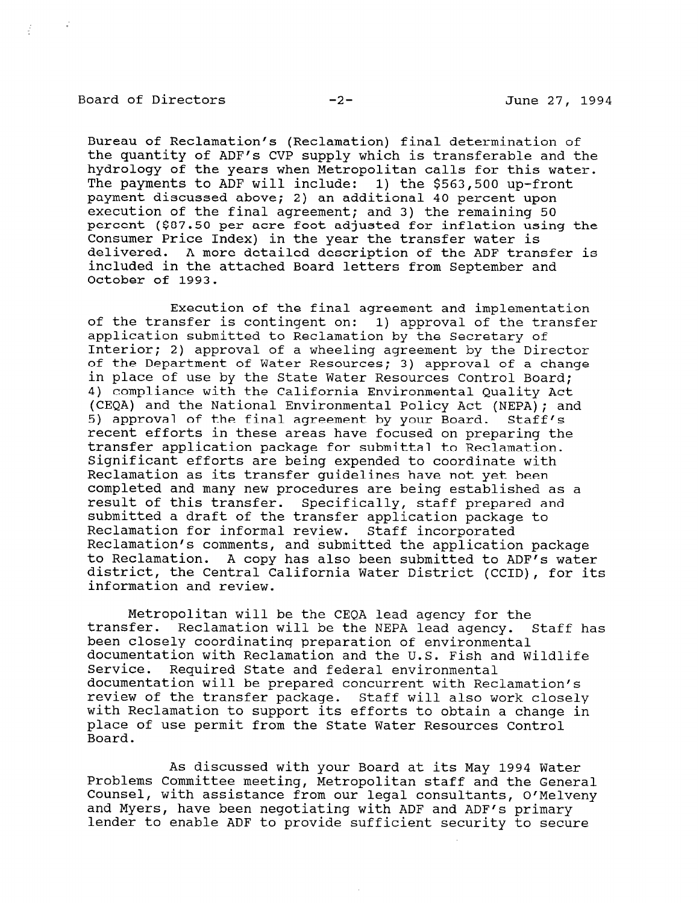Bureau of Reclamation's (Reclamation) final determination of the quantity of ADF's CVP supply which is transferable and the hydrology of the years when Metropolitan calls for this water. The payments to ADF will include: 1) the $563,500 up-front payment discussed above; 2) an additional 40 percent upon execution of the final agreement; and 3) the remaining 50 percent ($87.50 per acre foot adjusted for inflation using the Consumer Price Index) in the year the transfer water is delivered. A more detailed description of the ADF transfer is included in the attached Board letters from September and October of 1993.

Execution of the final agreement and implementation of the transfer is contingent on: 1) approval of the transfer application submitted to Reclamation by the Secretary of Interior; 2) approval of a wheeling agreement by the Director of the Department of Water Resources; 3) approval of a change in place of use by the State Water Resources Control Board; 4) compliance with the California Environmental Quality Act (CEQA) and the National Environmental Policy Act (NEPA); and 5) approval of the final agreement by your Board. Staff's recent efforts in these areas have focused on preparing the transfer application package for submittal to Reclamation. Significant efforts are being expended to coordinate with Reclamation as its transfer guidelines have not yet been completed and many new procedures are being established as a result of this transfer. Specifically, staff prepared and submitted a draft of the transfer application package to Reclamation for informal review. Staff incorporated Reclamation's comments, and submitted the application package to Reclamation. A copy has also been submitted to ADF's water district, the Central California Water District (CCID), for its information and review.

Metropolitan will be the CEQA lead agency for the transfer. Reclamation will be the NEPA lead agency. Staff has been closely coordinating preparation of environmental documentation with Reclamation and the U.S. Fish and Wildlife Service. Required State and federal environmental documentation will be prepared concurrent with Reclamation's review of the transfer package. Staff will also work closely with Reclamation to support its efforts to obtain a change in place of use permit from the State Water Resources Control Board.

As discussed with your Board at its May 1994 Water Problems Committee meeting, Metropolitan staff and the General Counsel, with assistance from our legal consultants, O'Melveny and Myers, have been negotiating with ADF and ADF's primary lender to enable ADF to provide sufficient security to secure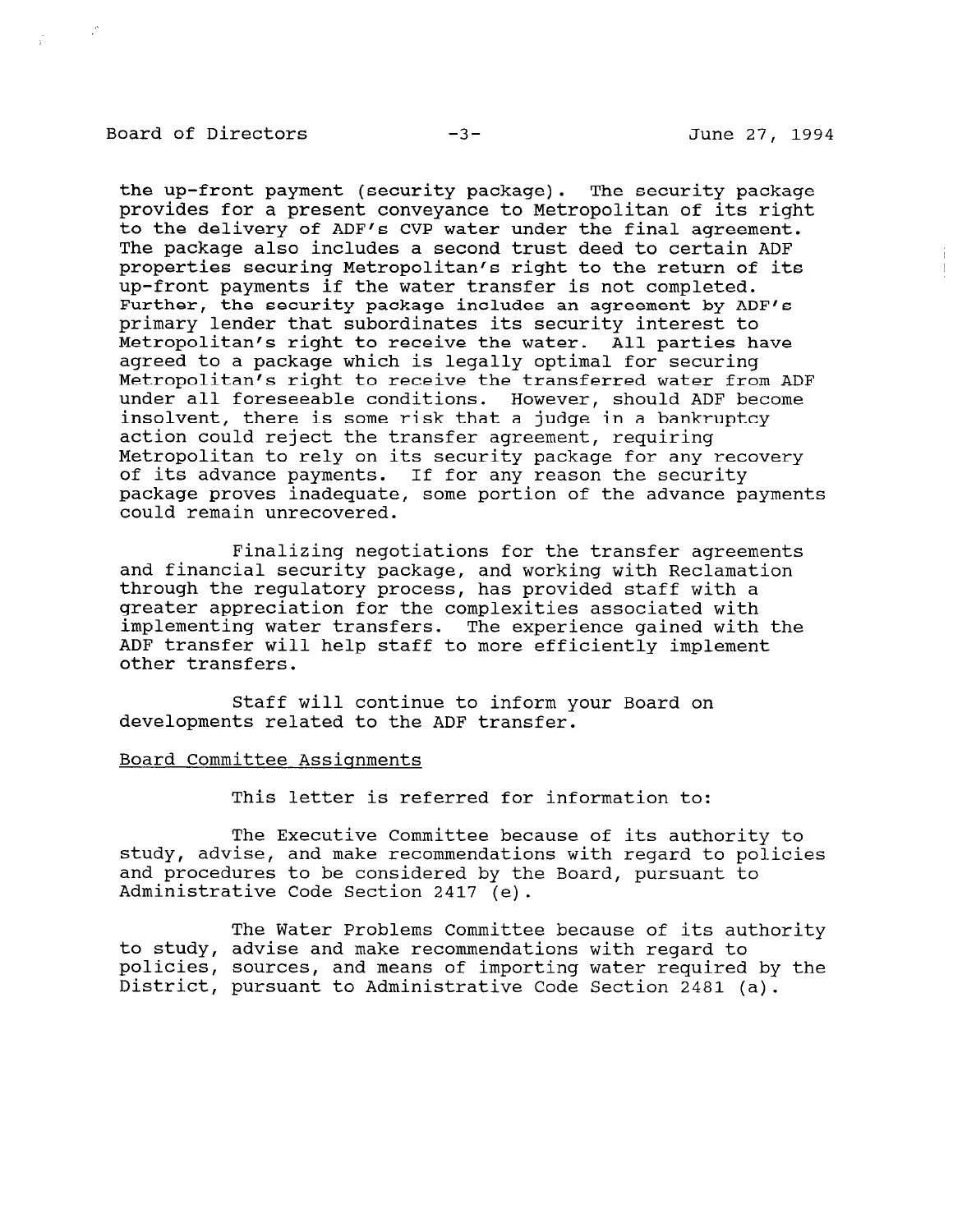the up-front payment (security package). The security package provides for a present conveyance to Metropolitan of its right to the delivery of ADF's CVP water under the final agreement. The package also includes a second trust deed to certain ADF properties securing Metropolitan's right to the return of its up-front payments if the water transfer is not completed. Further, the security package includes an agreement by ADF's primary lender that subordinates its security interest to Metropolitan's right to receive the water. All parties have agreed to a package which is legally optimal for securing Metropolitan's right to receive the transferred water from ADF under all foreseeable conditions. However, should ADF become insolvent, there is some risk that a judge in a bankruptcy action could reject the transfer agreement, requiring Metropolitan to rely on its security package for any recovery of its advance payments. If for any reason the security package proves inadequate, some portion of the advance payments could remain unrecovered.

Finalizing negotiations for the transfer agreements and financial security package, and working with Reclamation through the regulatory process, has provided staff with a greater appreciation for the complexities associated with implementing water transfers. The experience gained with the ADF transfer will help staff to more efficiently implement other transfers.

Staff will continue to inform your Board on developments related to the ADF transfer.

Board Committee Assignments

This letter is referred for information to:

The Executive Committee because of its authority to study, advise, and make recommendations with regard to policies and procedures to be considered by the Board, pursuant to Administrative Code Section 2417 (e).

The Water Problems Committee because of its authority to study, advise and make recommendations with regard to policies, sources, and means of importing water required by the District, pursuant to Administrative Code Section 2481 (a).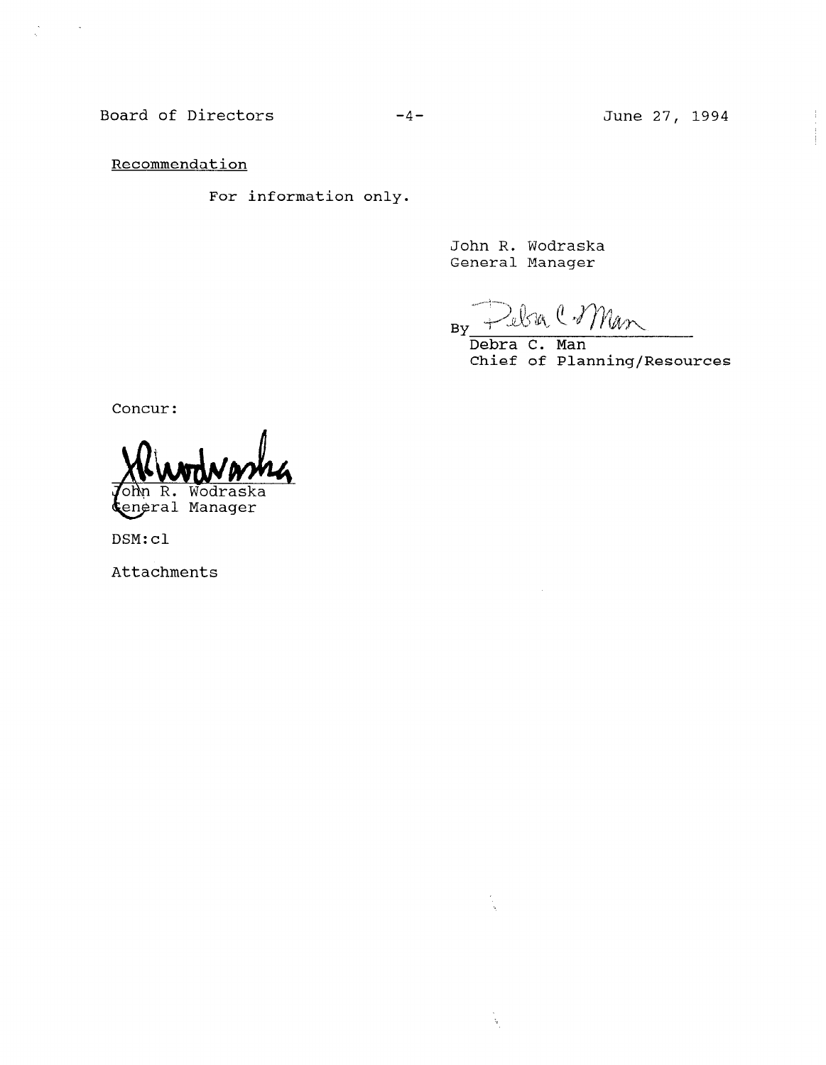Recommendation

For information only.

John R. Wodraska
General Manager

By Debra C. Man
Debra C. Man
Chief of Planning/Resources

Concur:

John R. Wodraska
General Manager

DSM:cl

Attachments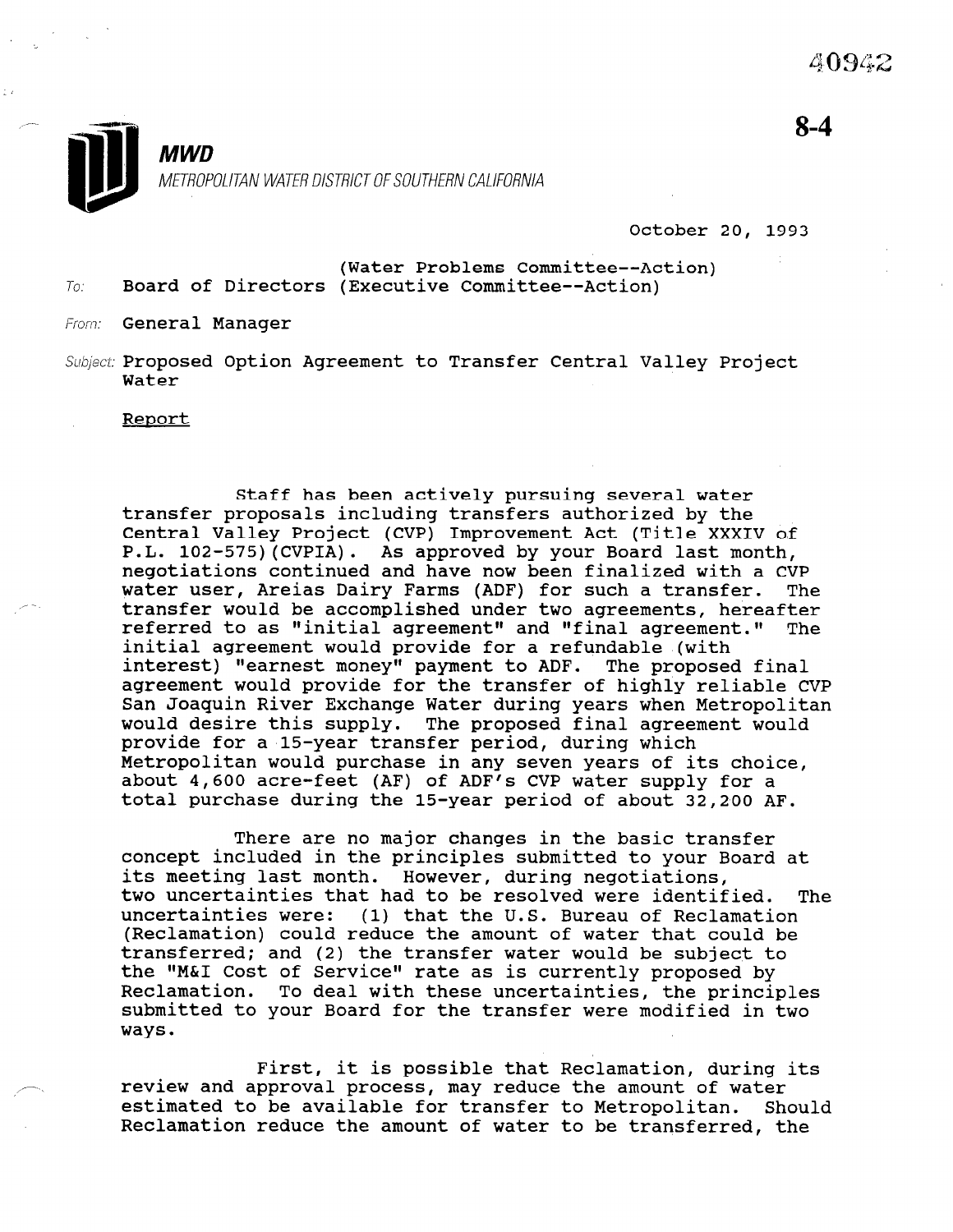40942

8-4

**MWD**
METROPOLITAN WATER DISTRICT OF SOUTHERN CALIFORNIA

October 20, 1993

To: (Water Problems Committee--Action)
Board of Directors (Executive Committee--Action)

From: General Manager

Subject: Proposed Option Agreement to Transfer Central Valley Project Water

Report

Staff has been actively pursuing several water transfer proposals including transfers authorized by the Central Valley Project (CVP) Improvement Act (Title XXXIV of P.L. 102-575)(CVPIA). As approved by your Board last month, negotiations continued and have now been finalized with a CVP water user, Areias Dairy Farms (ADF) for such a transfer. The transfer would be accomplished under two agreements, hereafter referred to as "initial agreement" and "final agreement." The initial agreement would provide for a refundable (with interest) "earnest money" payment to ADF. The proposed final agreement would provide for the transfer of highly reliable CVP San Joaquin River Exchange Water during years when Metropolitan would desire this supply. The proposed final agreement would provide for a 15-year transfer period, during which Metropolitan would purchase in any seven years of its choice, about 4,600 acre-feet (AF) of ADF's CVP water supply for a total purchase during the 15-year period of about 32,200 AF.

There are no major changes in the basic transfer concept included in the principles submitted to your Board at its meeting last month. However, during negotiations, two uncertainties that had to be resolved were identified. The uncertainties were: (1) that the U.S. Bureau of Reclamation (Reclamation) could reduce the amount of water that could be transferred; and (2) the transfer water would be subject to the "M&I Cost of Service" rate as is currently proposed by Reclamation. To deal with these uncertainties, the principles submitted to your Board for the transfer were modified in two ways.

First, it is possible that Reclamation, during its review and approval process, may reduce the amount of water estimated to be available for transfer to Metropolitan. Should Reclamation reduce the amount of water to be transferred, the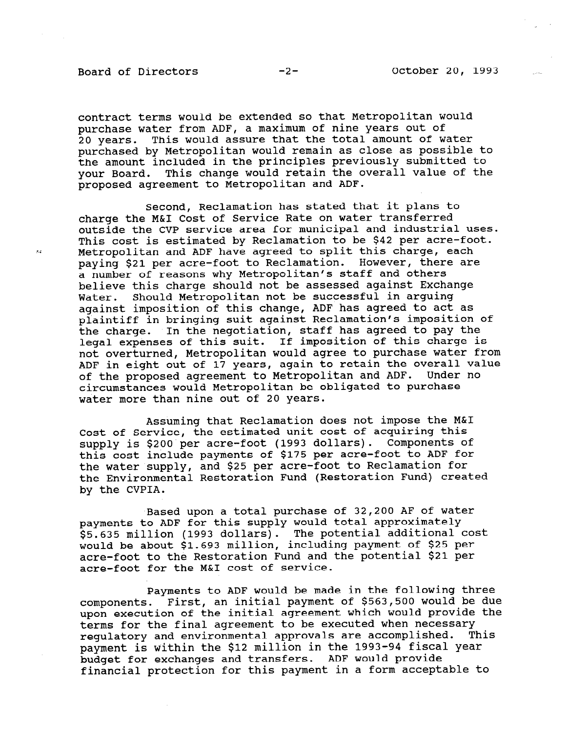contract terms would be extended so that Metropolitan would purchase water from ADF, a maximum of nine years out of 20 years. This would assure that the total amount of water purchased by Metropolitan would remain as close as possible to the amount included in the principles previously submitted to your Board. This change would retain the overall value of the proposed agreement to Metropolitan and ADF.

Second, Reclamation has stated that it plans to charge the M&I Cost of Service Rate on water transferred outside the CVP service area for municipal and industrial uses. This cost is estimated by Reclamation to be $42 per acre-foot. Metropolitan and ADF have agreed to split this charge, each paying $21 per acre-foot to Reclamation. However, there are a number of reasons why Metropolitan's staff and others believe this charge should not be assessed against Exchange Water. Should Metropolitan not be successful in arguing against imposition of this change, ADF has agreed to act as plaintiff in bringing suit against Reclamation's imposition of the charge. In the negotiation, staff has agreed to pay the legal expenses of this suit. If imposition of this charge is not overturned, Metropolitan would agree to purchase water from ADF in eight out of 17 years, again to retain the overall value of the proposed agreement to Metropolitan and ADF. Under no circumstances would Metropolitan be obligated to purchase water more than nine out of 20 years.

Assuming that Reclamation does not impose the M&I Cost of Service, the estimated unit cost of acquiring this supply is $200 per acre-foot (1993 dollars). Components of this cost include payments of $175 per acre-foot to ADF for the water supply, and $25 per acre-foot to Reclamation for the Environmental Restoration Fund (Restoration Fund) created by the CVPIA.

Based upon a total purchase of 32,200 AF of water payments to ADF for this supply would total approximately $5.635 million (1993 dollars). The potential additional cost would be about $1.693 million, including payment of $25 per acre-foot to the Restoration Fund and the potential $21 per acre-foot for the M&I cost of service.

Payments to ADF would be made in the following three components. First, an initial payment of $563,500 would be due upon execution of the initial agreement which would provide the terms for the final agreement to be executed when necessary regulatory and environmental approvals are accomplished. This payment is within the $12 million in the 1993-94 fiscal year budget for exchanges and transfers. ADF would provide financial protection for this payment in a form acceptable to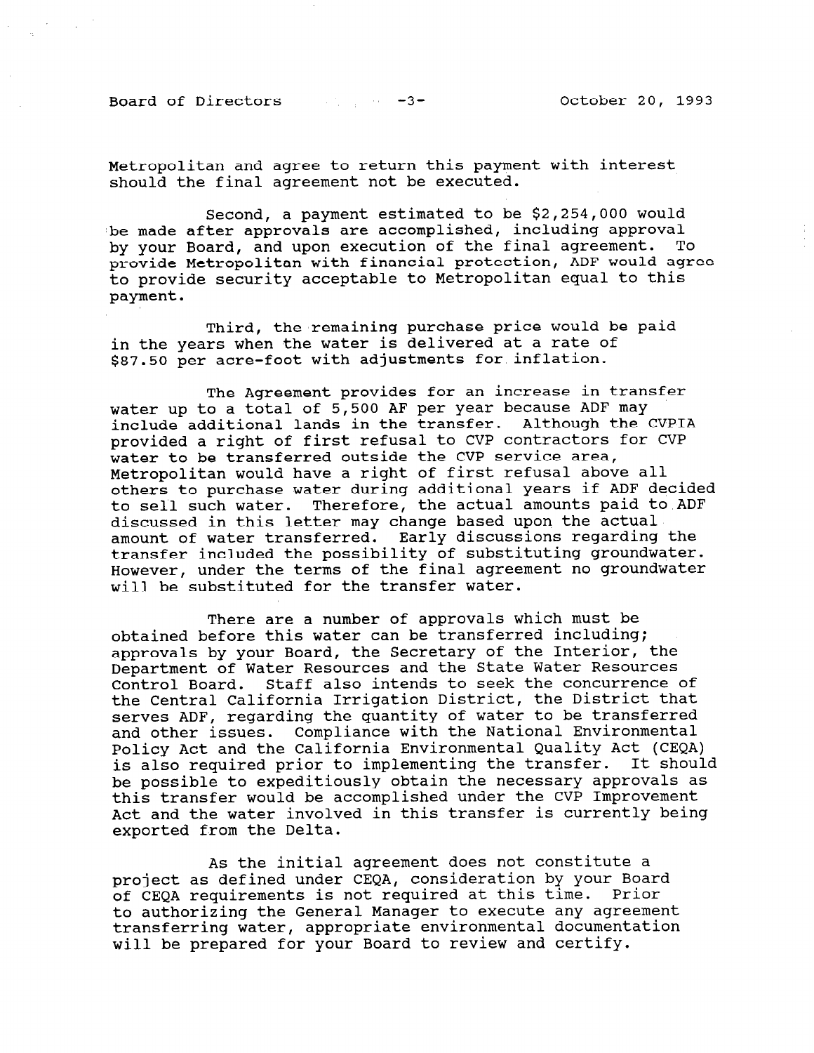Metropolitan and agree to return this payment with interest should the final agreement not be executed.

Second, a payment estimated to be $2,254,000 would be made after approvals are accomplished, including approval by your Board, and upon execution of the final agreement. To provide Metropolitan with financial protection, ADF would agree to provide security acceptable to Metropolitan equal to this payment.

Third, the remaining purchase price would be paid in the years when the water is delivered at a rate of $87.50 per acre-foot with adjustments for inflation.

The Agreement provides for an increase in transfer water up to a total of 5,500 AF per year because ADF may include additional lands in the transfer. Although the CVPIA provided a right of first refusal to CVP contractors for CVP water to be transferred outside the CVP service area, Metropolitan would have a right of first refusal above all others to purchase water during additional years if ADF decided to sell such water. Therefore, the actual amounts paid to ADF discussed in this letter may change based upon the actual amount of water transferred. Early discussions regarding the transfer included the possibility of substituting groundwater. However, under the terms of the final agreement no groundwater will be substituted for the transfer water.

There are a number of approvals which must be obtained before this water can be transferred including; approvals by your Board, the Secretary of the Interior, the Department of Water Resources and the State Water Resources Control Board. Staff also intends to seek the concurrence of the Central California Irrigation District, the District that serves ADF, regarding the quantity of water to be transferred and other issues. Compliance with the National Environmental Policy Act and the California Environmental Quality Act (CEQA) is also required prior to implementing the transfer. It should be possible to expeditiously obtain the necessary approvals as this transfer would be accomplished under the CVP Improvement Act and the water involved in this transfer is currently being exported from the Delta.

As the initial agreement does not constitute a project as defined under CEQA, consideration by your Board of CEQA requirements is not required at this time. Prior to authorizing the General Manager to execute any agreement transferring water, appropriate environmental documentation will be prepared for your Board to review and certify.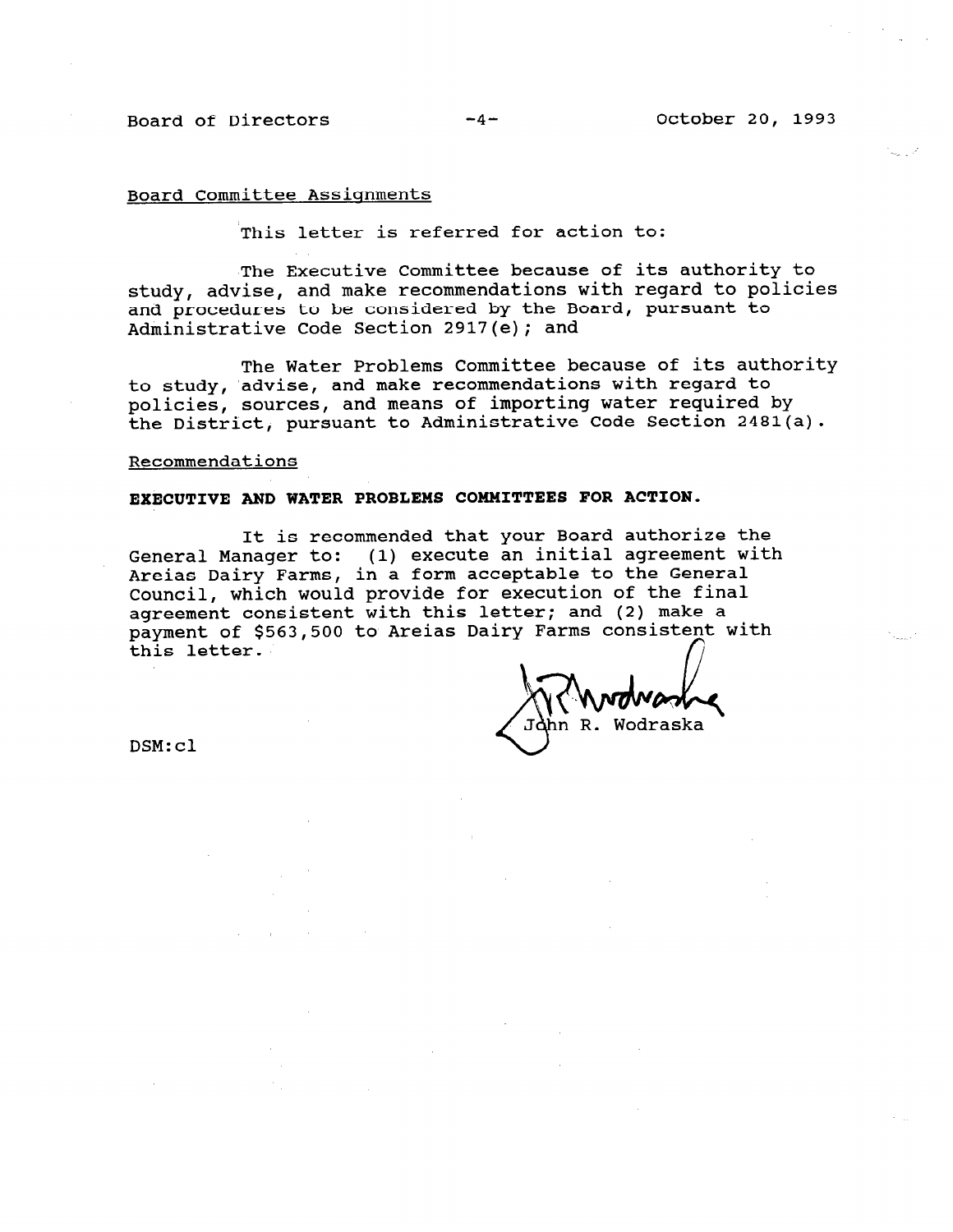Board Committee Assignments

This letter is referred for action to:

The Executive Committee because of its authority to study, advise, and make recommendations with regard to policies and procedures to be considered by the Board, pursuant to Administrative Code Section 2917(e); and

The Water Problems Committee because of its authority to study, advise, and make recommendations with regard to policies, sources, and means of importing water required by the District, pursuant to Administrative Code Section 2481(a).

Recommendations

**EXECUTIVE AND WATER PROBLEMS COMMITTEES FOR ACTION.**

It is recommended that your Board authorize the General Manager to: (1) execute an initial agreement with Areias Dairy Farms, in a form acceptable to the General Council, which would provide for execution of the final agreement consistent with this letter; and (2) make a payment of $563,500 to Areias Dairy Farms consistent with this letter.

John R. Wodraska

DSM:cl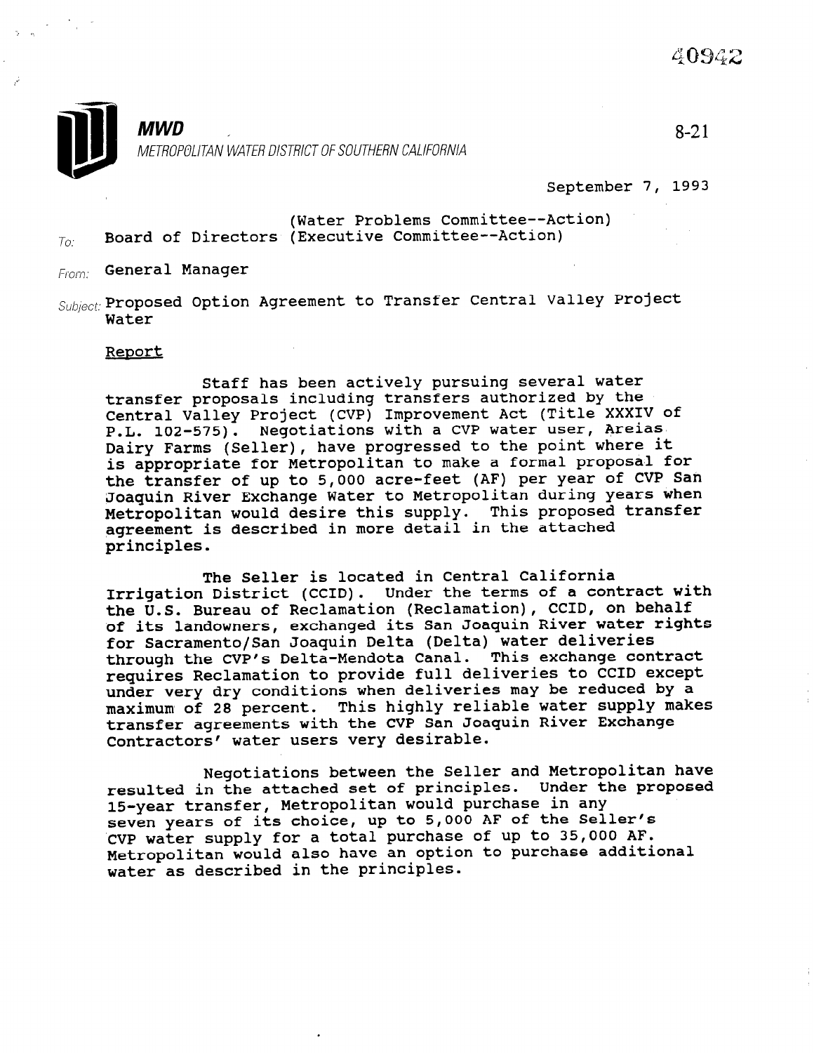40942

**MWD**
METROPOLITAN WATER DISTRICT OF SOUTHERN CALIFORNIA

8-21

September 7, 1993

To: Board of Directors (Water Problems Committee--Action) (Executive Committee--Action)

From: General Manager

Subject: Proposed Option Agreement to Transfer Central Valley Project Water

## Report

Staff has been actively pursuing several water transfer proposals including transfers authorized by the Central Valley Project (CVP) Improvement Act (Title XXXIV of P.L. 102-575). Negotiations with a CVP water user, Areias Dairy Farms (Seller), have progressed to the point where it is appropriate for Metropolitan to make a formal proposal for the transfer of up to 5,000 acre-feet (AF) per year of CVP San Joaquin River Exchange Water to Metropolitan during years when Metropolitan would desire this supply. This proposed transfer agreement is described in more detail in the attached principles.

The Seller is located in Central California Irrigation District (CCID). Under the terms of a contract with the U.S. Bureau of Reclamation (Reclamation), CCID, on behalf of its landowners, exchanged its San Joaquin River water rights for Sacramento/San Joaquin Delta (Delta) water deliveries through the CVP's Delta-Mendota Canal. This exchange contract requires Reclamation to provide full deliveries to CCID except under very dry conditions when deliveries may be reduced by a maximum of 28 percent. This highly reliable water supply makes transfer agreements with the CVP San Joaquin River Exchange Contractors' water users very desirable.

Negotiations between the Seller and Metropolitan have resulted in the attached set of principles. Under the proposed 15-year transfer, Metropolitan would purchase in any seven years of its choice, up to 5,000 AF of the Seller's CVP water supply for a total purchase of up to 35,000 AF. Metropolitan would also have an option to purchase additional water as described in the principles.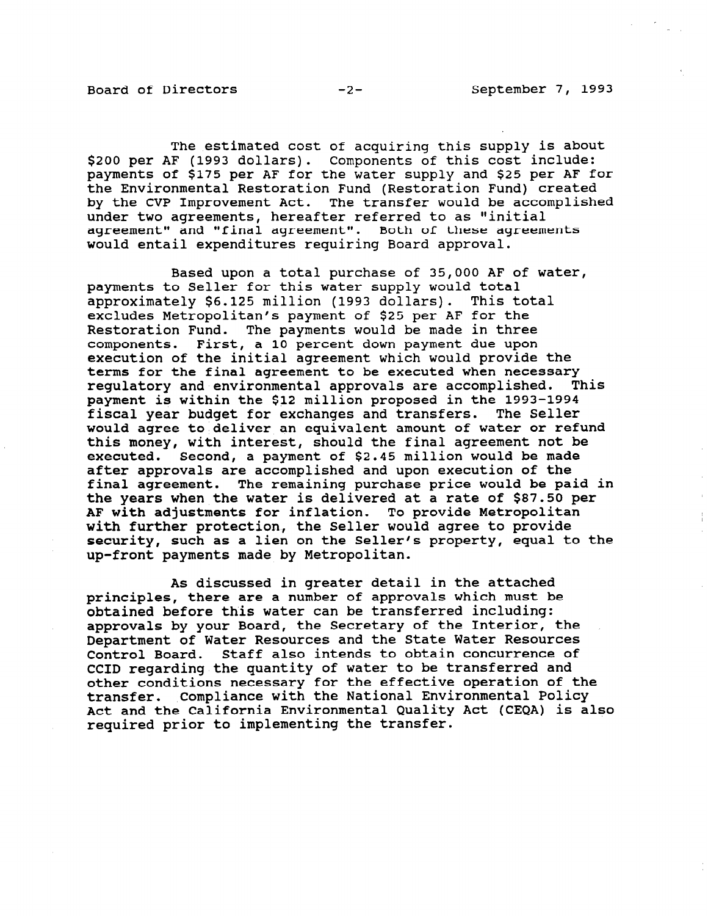The estimated cost of acquiring this supply is about \$200 per AF (1993 dollars). Components of this cost include: payments of \$175 per AF for the water supply and \$25 per AF for the Environmental Restoration Fund (Restoration Fund) created by the CVP Improvement Act. The transfer would be accomplished under two agreements, hereafter referred to as "initial agreement" and "final agreement". Both of these agreements would entail expenditures requiring Board approval.

Based upon a total purchase of 35,000 AF of water, payments to Seller for this water supply would total approximately \$6.125 million (1993 dollars). This total excludes Metropolitan's payment of \$25 per AF for the Restoration Fund. The payments would be made in three components. First, a 10 percent down payment due upon execution of the initial agreement which would provide the terms for the final agreement to be executed when necessary regulatory and environmental approvals are accomplished. This payment is within the \$12 million proposed in the 1993-1994 fiscal year budget for exchanges and transfers. The Seller would agree to deliver an equivalent amount of water or refund this money, with interest, should the final agreement not be executed. Second, a payment of \$2.45 million would be made after approvals are accomplished and upon execution of the final agreement. The remaining purchase price would be paid in the years when the water is delivered at a rate of \$87.50 per AF with adjustments for inflation. To provide Metropolitan with further protection, the Seller would agree to provide security, such as a lien on the Seller's property, equal to the up-front payments made by Metropolitan.

As discussed in greater detail in the attached principles, there are a number of approvals which must be obtained before this water can be transferred including: approvals by your Board, the Secretary of the Interior, the Department of Water Resources and the State Water Resources Control Board. Staff also intends to obtain concurrence of CCID regarding the quantity of water to be transferred and other conditions necessary for the effective operation of the transfer. Compliance with the National Environmental Policy Act and the California Environmental Quality Act (CEQA) is also required prior to implementing the transfer.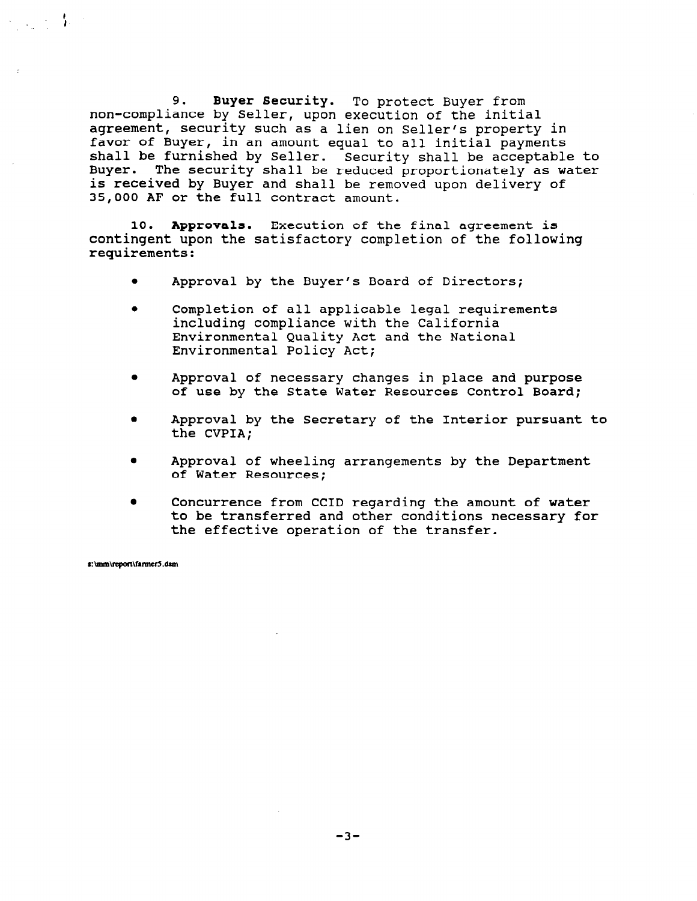9. **Buyer Security.** To protect Buyer from non-compliance by Seller, upon execution of the initial agreement, security such as a lien on Seller's property in favor of Buyer, in an amount equal to all initial payments shall be furnished by Seller. Security shall be acceptable to Buyer. The security shall be reduced proportionately as water is received by Buyer and shall be removed upon delivery of 35,000 AF or the full contract amount.

10. **Approvals.** Execution of the final agreement is contingent upon the satisfactory completion of the following requirements:

- Approval by the Buyer's Board of Directors;
- Completion of all applicable legal requirements including compliance with the California Environmental Quality Act and the National Environmental Policy Act;
- Approval of necessary changes in place and purpose of use by the State Water Resources Control Board;
- Approval by the Secretary of the Interior pursuant to the CVPIA;
- Approval of wheeling arrangements by the Department of Water Resources;
- Concurrence from CCID regarding the amount of water to be transferred and other conditions necessary for the effective operation of the transfer.

s:\mm\report\farmer5.dsm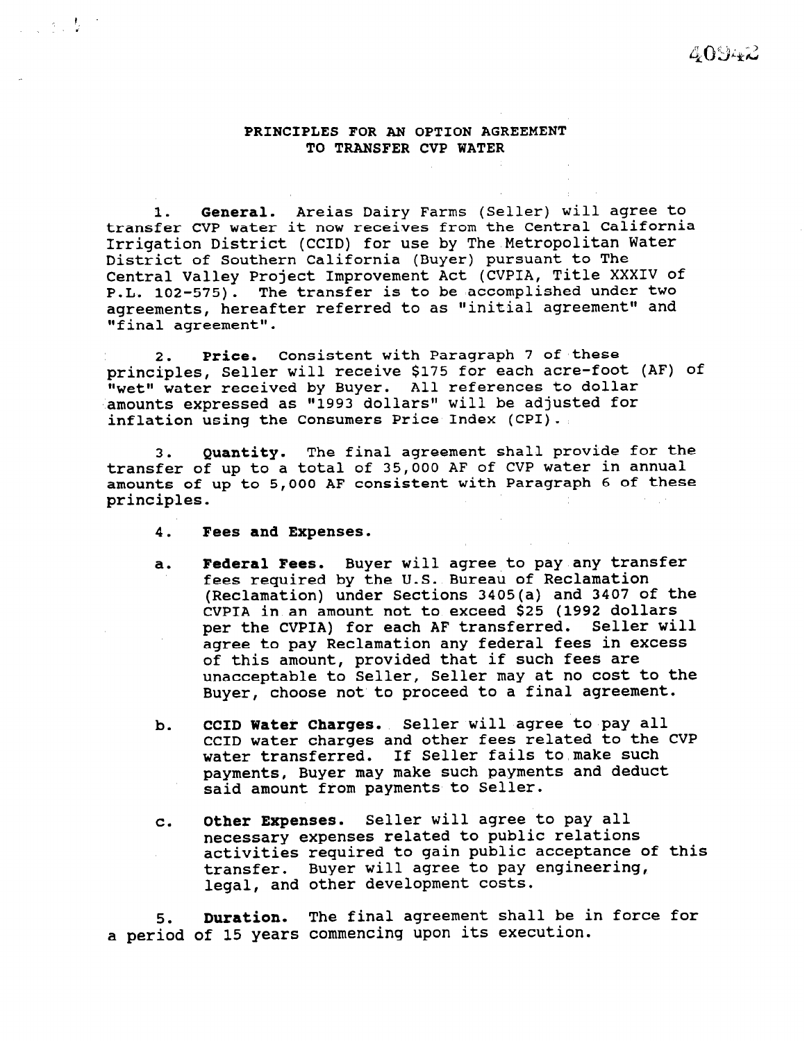# PRINCIPLES FOR AN OPTION AGREEMENT TO TRANSFER CVP WATER

1. **General.** Areias Dairy Farms (Seller) will agree to transfer CVP water it now receives from the Central California Irrigation District (CCID) for use by The Metropolitan Water District of Southern California (Buyer) pursuant to The Central Valley Project Improvement Act (CVPIA, Title XXXIV of P.L. 102-575). The transfer is to be accomplished under two agreements, hereafter referred to as "initial agreement" and "final agreement".

2. **Price.** Consistent with Paragraph 7 of these principles, Seller will receive $175 for each acre-foot (AF) of "wet" water received by Buyer. All references to dollar amounts expressed as "1993 dollars" will be adjusted for inflation using the Consumers Price Index (CPI).

3. **Quantity.** The final agreement shall provide for the transfer of up to a total of 35,000 AF of CVP water in annual amounts of up to 5,000 AF consistent with Paragraph 6 of these principles.

4. **Fees and Expenses.**

   a. **Federal Fees.** Buyer will agree to pay any transfer fees required by the U.S. Bureau of Reclamation (Reclamation) under Sections 3405(a) and 3407 of the CVPIA in an amount not to exceed $25 (1992 dollars per the CVPIA) for each AF transferred. Seller will agree to pay Reclamation any federal fees in excess of this amount, provided that if such fees are unacceptable to Seller, Seller may at no cost to the Buyer, choose not to proceed to a final agreement.

   b. **CCID Water Charges.** Seller will agree to pay all CCID water charges and other fees related to the CVP water transferred. If Seller fails to make such payments, Buyer may make such payments and deduct said amount from payments to Seller.

   c. **Other Expenses.** Seller will agree to pay all necessary expenses related to public relations activities required to gain public acceptance of this transfer. Buyer will agree to pay engineering, legal, and other development costs.

5. **Duration.** The final agreement shall be in force for a period of 15 years commencing upon its execution.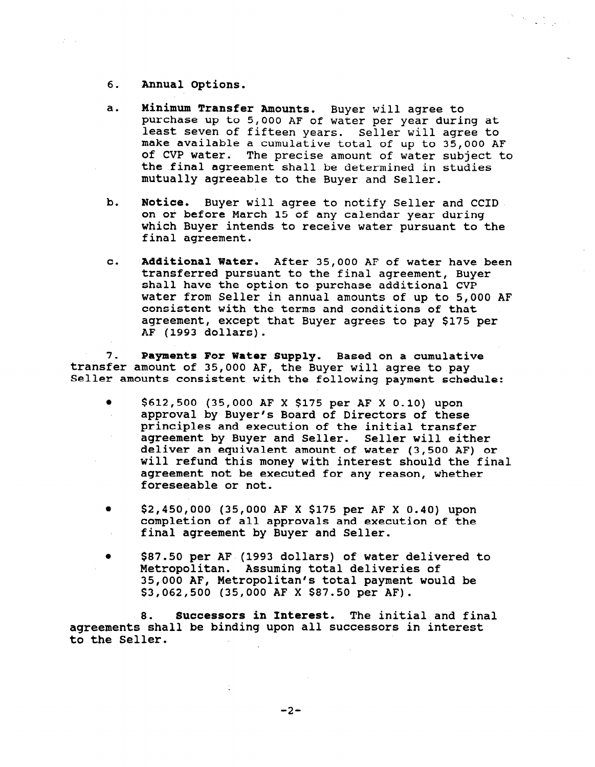6. **Annual Options.**

a. **Minimum Transfer Amounts.** Buyer will agree to purchase up to 5,000 AF of water per year during at least seven of fifteen years. Seller will agree to make available a cumulative total of up to 35,000 AF of CVP water. The precise amount of water subject to the final agreement shall be determined in studies mutually agreeable to the Buyer and Seller.

b. **Notice.** Buyer will agree to notify Seller and CCID on or before March 15 of any calendar year during which Buyer intends to receive water pursuant to the final agreement.

c. **Additional Water.** After 35,000 AF of water have been transferred pursuant to the final agreement, Buyer shall have the option to purchase additional CVP water from Seller in annual amounts of up to 5,000 AF consistent with the terms and conditions of that agreement, except that Buyer agrees to pay $175 per AF (1993 dollars).

7. **Payments For Water Supply.** Based on a cumulative transfer amount of 35,000 AF, the Buyer will agree to pay Seller amounts consistent with the following payment schedule:

- $612,500 (35,000 AF X $175 per AF X 0.10) upon approval by Buyer's Board of Directors of these principles and execution of the initial transfer agreement by Buyer and Seller. Seller will either deliver an equivalent amount of water (3,500 AF) or will refund this money with interest should the final agreement not be executed for any reason, whether foreseeable or not.

- $2,450,000 (35,000 AF X $175 per AF X 0.40) upon completion of all approvals and execution of the final agreement by Buyer and Seller.

- $87.50 per AF (1993 dollars) of water delivered to Metropolitan. Assuming total deliveries of 35,000 AF, Metropolitan's total payment would be $3,062,500 (35,000 AF X $87.50 per AF).

8. **Successors in Interest.** The initial and final agreements shall be binding upon all successors in interest to the Seller.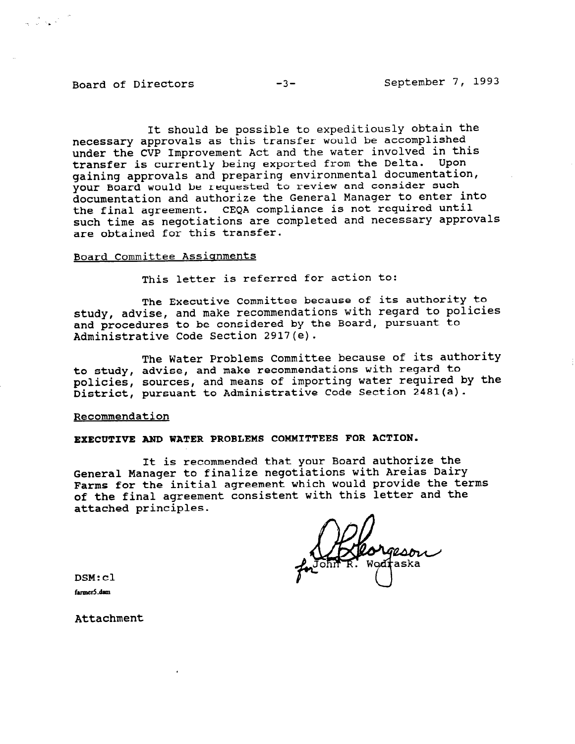It should be possible to expeditiously obtain the necessary approvals as this transfer would be accomplished under the CVP Improvement Act and the water involved in this transfer is currently being exported from the Delta. Upon gaining approvals and preparing environmental documentation, your Board would be requested to review and consider such documentation and authorize the General Manager to enter into the final agreement. CEQA compliance is not required until such time as negotiations are completed and necessary approvals are obtained for this transfer.

Board Committee Assignments

This letter is referred for action to:

The Executive Committee because of its authority to study, advise, and make recommendations with regard to policies and procedures to be considered by the Board, pursuant to Administrative Code Section 2917(e).

The Water Problems Committee because of its authority to study, advise, and make recommendations with regard to policies, sources, and means of importing water required by the District, pursuant to Administrative Code Section 2481(a).

Recommendation

**EXECUTIVE AND WATER PROBLEMS COMMITTEES FOR ACTION.**

It is recommended that your Board authorize the General Manager to finalize negotiations with Areias Dairy Farms for the initial agreement which would provide the terms of the final agreement consistent with this letter and the attached principles.

for John R. Wodraska

DSM:cl

farmer5.dsm

Attachment